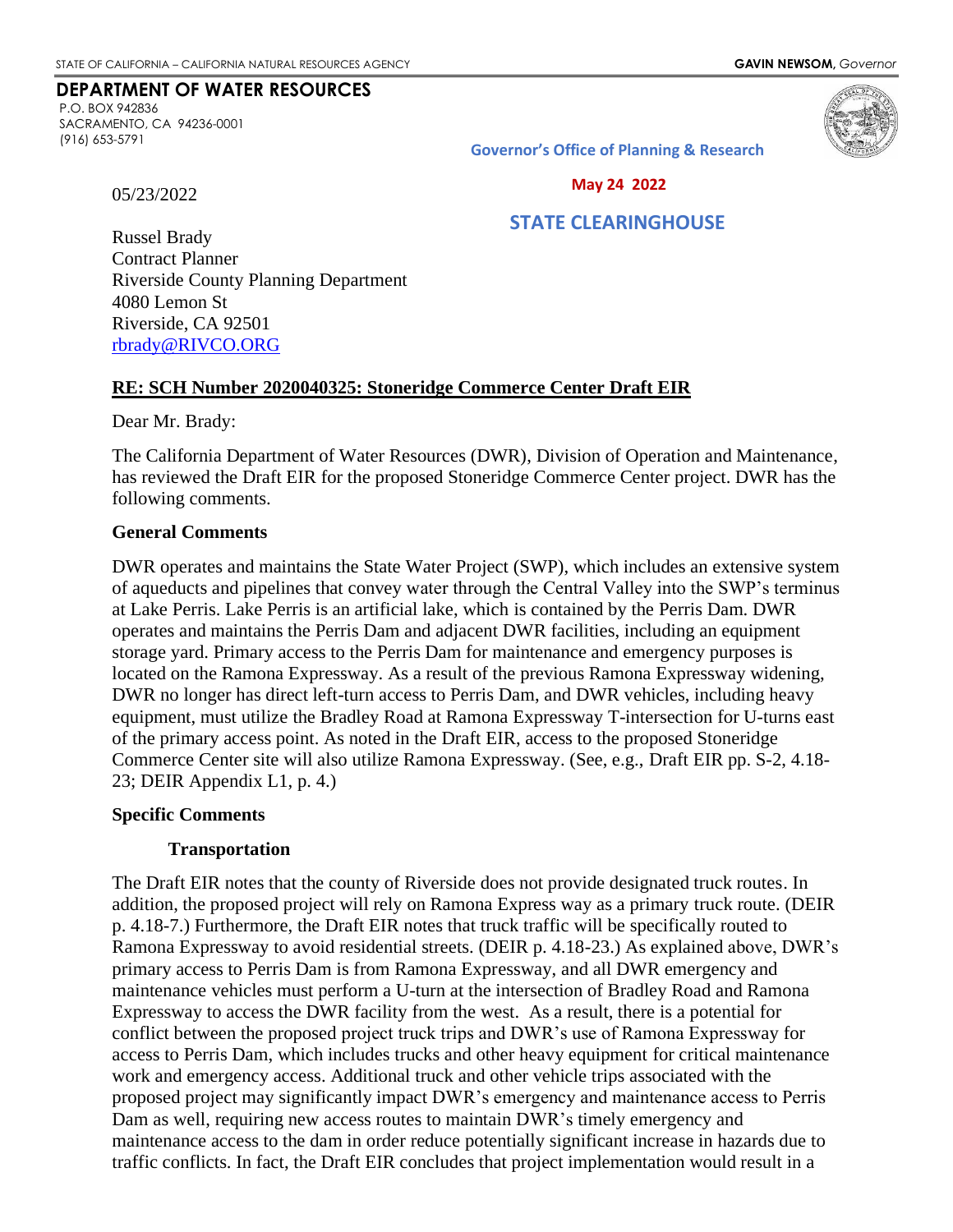STATE OF CALIFORNIA – CALIFORNIA NATURAL RESOURCES AGENCY **GAVIN NEWSOM,** *Governor*

**DEPARTMENT OF WATER RESOURCES**
P.O. BOX 942836
SACRAMENTO, CA 94236-0001
(916) 653-5791

**Governor's Office of Planning & Research**

**May 24 2022**

**STATE CLEARINGHOUSE**

05/23/2022

Russel Brady
Contract Planner
Riverside County Planning Department
4080 Lemon St
Riverside, CA 92501
rbrady@RIVCO.ORG

**RE: SCH Number 2020040325: Stoneridge Commerce Center Draft EIR**

Dear Mr. Brady:

The California Department of Water Resources (DWR), Division of Operation and Maintenance, has reviewed the Draft EIR for the proposed Stoneridge Commerce Center project. DWR has the following comments.

**General Comments**

DWR operates and maintains the State Water Project (SWP), which includes an extensive system of aqueducts and pipelines that convey water through the Central Valley into the SWP's terminus at Lake Perris. Lake Perris is an artificial lake, which is contained by the Perris Dam. DWR operates and maintains the Perris Dam and adjacent DWR facilities, including an equipment storage yard. Primary access to the Perris Dam for maintenance and emergency purposes is located on the Ramona Expressway. As a result of the previous Ramona Expressway widening, DWR no longer has direct left-turn access to Perris Dam, and DWR vehicles, including heavy equipment, must utilize the Bradley Road at Ramona Expressway T-intersection for U-turns east of the primary access point. As noted in the Draft EIR, access to the proposed Stoneridge Commerce Center site will also utilize Ramona Expressway. (See, e.g., Draft EIR pp. S-2, 4.18-23; DEIR Appendix L1, p. 4.)

**Specific Comments**

**Transportation**

The Draft EIR notes that the county of Riverside does not provide designated truck routes. In addition, the proposed project will rely on Ramona Express way as a primary truck route. (DEIR p. 4.18-7.) Furthermore, the Draft EIR notes that truck traffic will be specifically routed to Ramona Expressway to avoid residential streets. (DEIR p. 4.18-23.) As explained above, DWR's primary access to Perris Dam is from Ramona Expressway, and all DWR emergency and maintenance vehicles must perform a U-turn at the intersection of Bradley Road and Ramona Expressway to access the DWR facility from the west. As a result, there is a potential for conflict between the proposed project truck trips and DWR's use of Ramona Expressway for access to Perris Dam, which includes trucks and other heavy equipment for critical maintenance work and emergency access. Additional truck and other vehicle trips associated with the proposed project may significantly impact DWR's emergency and maintenance access to Perris Dam as well, requiring new access routes to maintain DWR's timely emergency and maintenance access to the dam in order reduce potentially significant increase in hazards due to traffic conflicts. In fact, the Draft EIR concludes that project implementation would result in a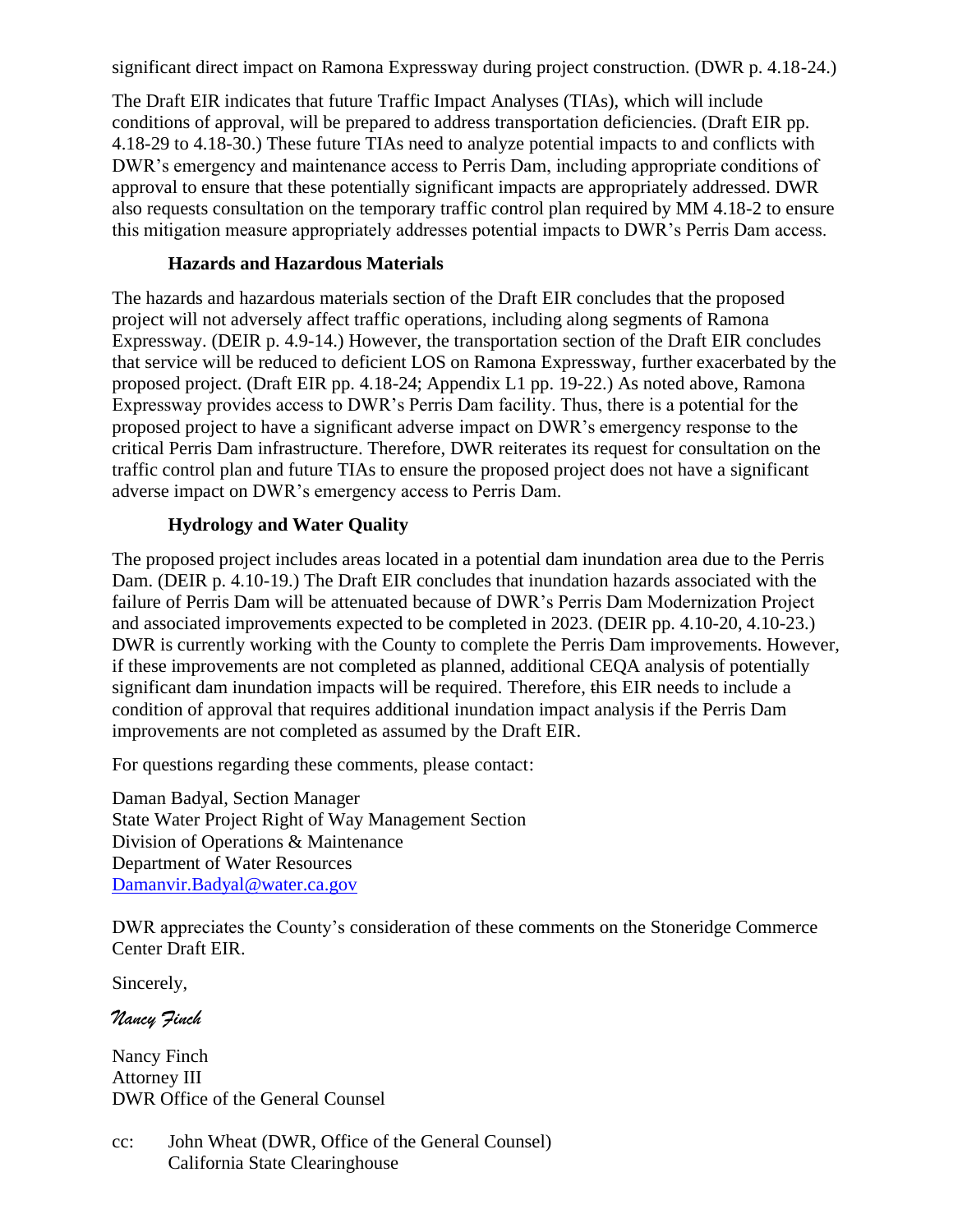significant direct impact on Ramona Expressway during project construction. (DWR p. 4.18-24.)

The Draft EIR indicates that future Traffic Impact Analyses (TIAs), which will include conditions of approval, will be prepared to address transportation deficiencies. (Draft EIR pp. 4.18-29 to 4.18-30.) These future TIAs need to analyze potential impacts to and conflicts with DWR's emergency and maintenance access to Perris Dam, including appropriate conditions of approval to ensure that these potentially significant impacts are appropriately addressed. DWR also requests consultation on the temporary traffic control plan required by MM 4.18-2 to ensure this mitigation measure appropriately addresses potential impacts to DWR's Perris Dam access.

**Hazards and Hazardous Materials**

The hazards and hazardous materials section of the Draft EIR concludes that the proposed project will not adversely affect traffic operations, including along segments of Ramona Expressway. (DEIR p. 4.9-14.) However, the transportation section of the Draft EIR concludes that service will be reduced to deficient LOS on Ramona Expressway, further exacerbated by the proposed project. (Draft EIR pp. 4.18-24; Appendix L1 pp. 19-22.) As noted above, Ramona Expressway provides access to DWR's Perris Dam facility. Thus, there is a potential for the proposed project to have a significant adverse impact on DWR's emergency response to the critical Perris Dam infrastructure. Therefore, DWR reiterates its request for consultation on the traffic control plan and future TIAs to ensure the proposed project does not have a significant adverse impact on DWR's emergency access to Perris Dam.

**Hydrology and Water Quality**

The proposed project includes areas located in a potential dam inundation area due to the Perris Dam. (DEIR p. 4.10-19.) The Draft EIR concludes that inundation hazards associated with the failure of Perris Dam will be attenuated because of DWR's Perris Dam Modernization Project and associated improvements expected to be completed in 2023. (DEIR pp. 4.10-20, 4.10-23.) DWR is currently working with the County to complete the Perris Dam improvements. However, if these improvements are not completed as planned, additional CEQA analysis of potentially significant dam inundation impacts will be required. Therefore, this EIR needs to include a condition of approval that requires additional inundation impact analysis if the Perris Dam improvements are not completed as assumed by the Draft EIR.

For questions regarding these comments, please contact:

Daman Badyal, Section Manager
State Water Project Right of Way Management Section
Division of Operations & Maintenance
Department of Water Resources
Damanvir.Badyal@water.ca.gov

DWR appreciates the County's consideration of these comments on the Stoneridge Commerce Center Draft EIR.

Sincerely,

*Nancy Finch*

Nancy Finch
Attorney III
DWR Office of the General Counsel

cc: John Wheat (DWR, Office of the General Counsel)
California State Clearinghouse